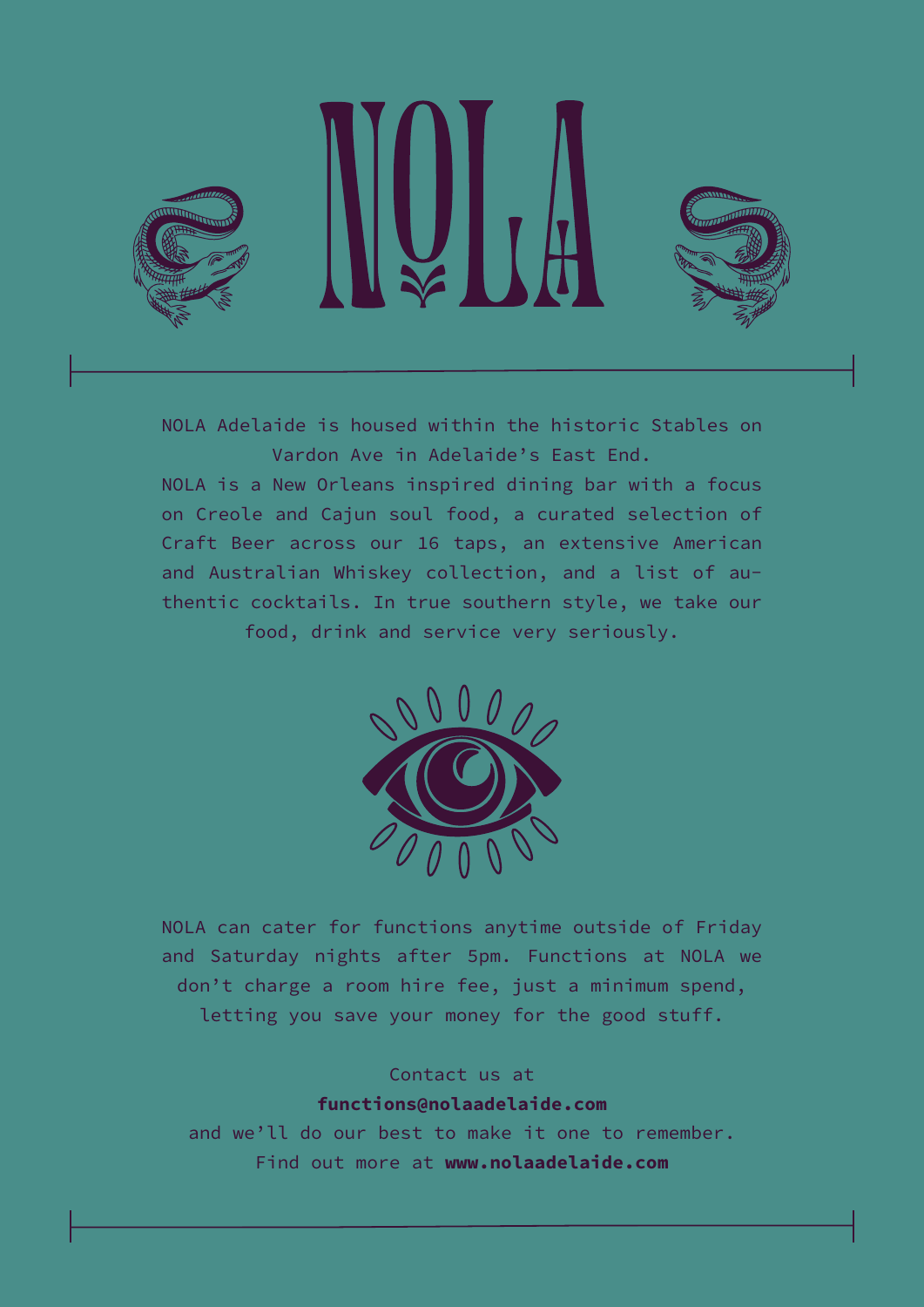# NOLA

NOLA Adelaide is housed within the historic Stables on Vardon Ave in Adelaide's East End.
NOLA is a New Orleans inspired dining bar with a focus on Creole and Cajun soul food, a curated selection of Craft Beer across our 16 taps, an extensive American and Australian Whiskey collection, and a list of authentic cocktails. In true southern style, we take our food, drink and service very seriously.

NOLA can cater for functions anytime outside of Friday and Saturday nights after 5pm. Functions at NOLA we don't charge a room hire fee, just a minimum spend, letting you save your money for the good stuff.

Contact us at
**functions@nolaadelaide.com**
and we'll do our best to make it one to remember.
Find out more at **www.nolaadelaide.com**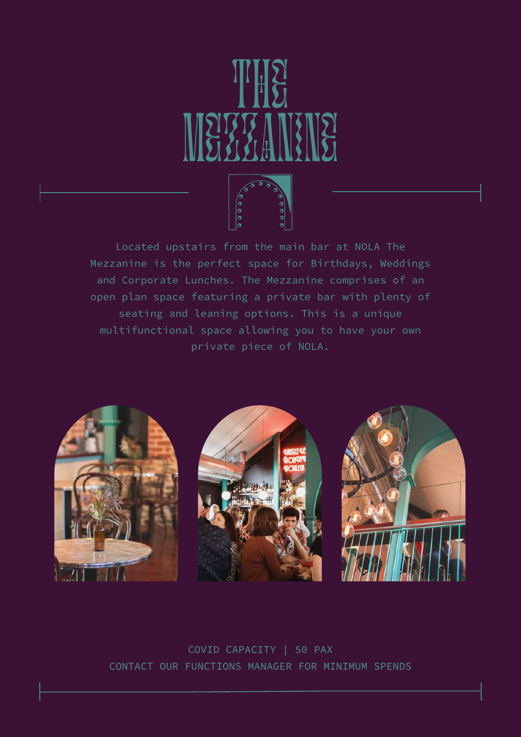# THE MEZZANINE

Located upstairs from the main bar at NOLA The Mezzanine is the perfect space for Birthdays, Weddings and Corporate Lunches. The Mezzanine comprises of an open plan space featuring a private bar with plenty of seating and leaning options. This is a unique multifunctional space allowing you to have your own private piece of NOLA.

COVID CAPACITY | 50 PAX

CONTACT OUR FUNCTIONS MANAGER FOR MINIMUM SPENDS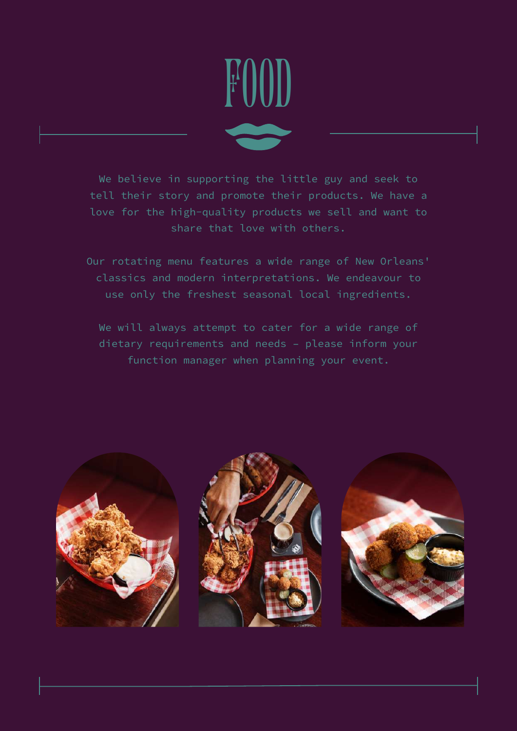# FOOD

We believe in supporting the little guy and seek to tell their story and promote their products. We have a love for the high-quality products we sell and want to share that love with others.

Our rotating menu features a wide range of New Orleans' classics and modern interpretations. We endeavour to use only the freshest seasonal local ingredients.

We will always attempt to cater for a wide range of dietary requirements and needs - please inform your function manager when planning your event.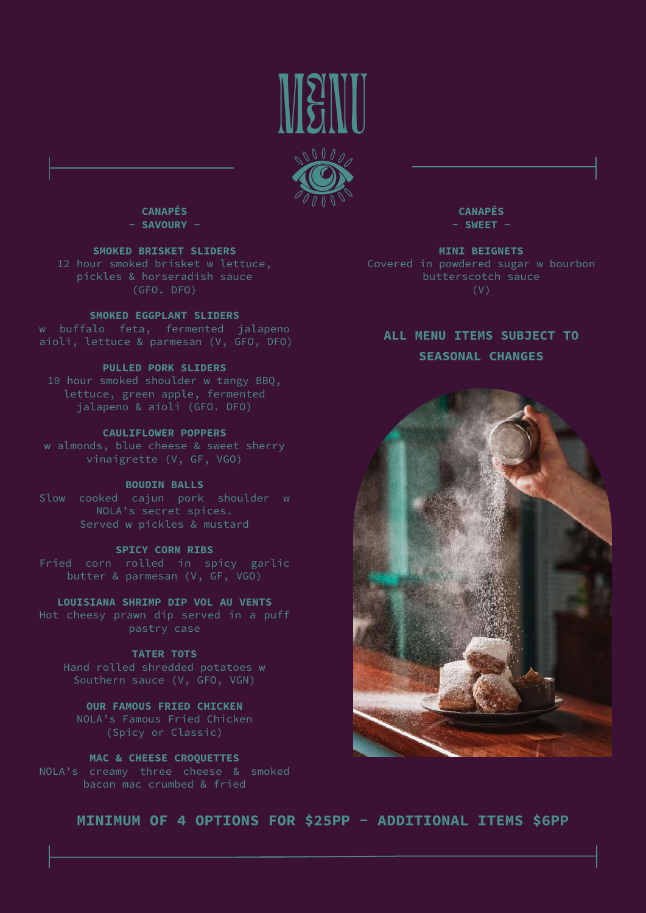# MENU

## CANAPÉS
### - SAVOURY -

**SMOKED BRISKET SLIDERS**
12 hour smoked brisket w lettuce, pickles & horseradish sauce (GFO. DFO)

**SMOKED EGGPLANT SLIDERS**
w buffalo feta, fermented jalapeno aioli, lettuce & parmesan (V, GFO, DFO)

**PULLED PORK SLIDERS**
10 hour smoked shoulder w tangy BBQ, lettuce, green apple, fermented jalapeno & aioli (GFO. DFO)

**CAULIFLOWER POPPERS**
w almonds, blue cheese & sweet sherry vinaigrette (V, GF, VGO)

**BOUDIN BALLS**
Slow cooked cajun pork shoulder w NOLA's secret spices. Served w pickles & mustard

**SPICY CORN RIBS**
Fried corn rolled in spicy garlic butter & parmesan (V, GF, VGO)

**LOUISIANA SHRIMP DIP VOL AU VENTS**
Hot cheesy prawn dip served in a puff pastry case

**TATER TOTS**
Hand rolled shredded potatoes w Southern sauce (V, GFO, VGN)

**OUR FAMOUS FRIED CHICKEN**
NOLA's Famous Fried Chicken (Spicy or Classic)

**MAC & CHEESE CROQUETTES**
NOLA's creamy three cheese & smoked bacon mac crumbed & fried

## CANAPÉS
### - SWEET -

**MINI BEIGNETS**
Covered in powdered sugar w bourbon butterscotch sauce (V)

**ALL MENU ITEMS SUBJECT TO SEASONAL CHANGES**

**MINIMUM OF 4 OPTIONS FOR $25PP - ADDITIONAL ITEMS $6PP**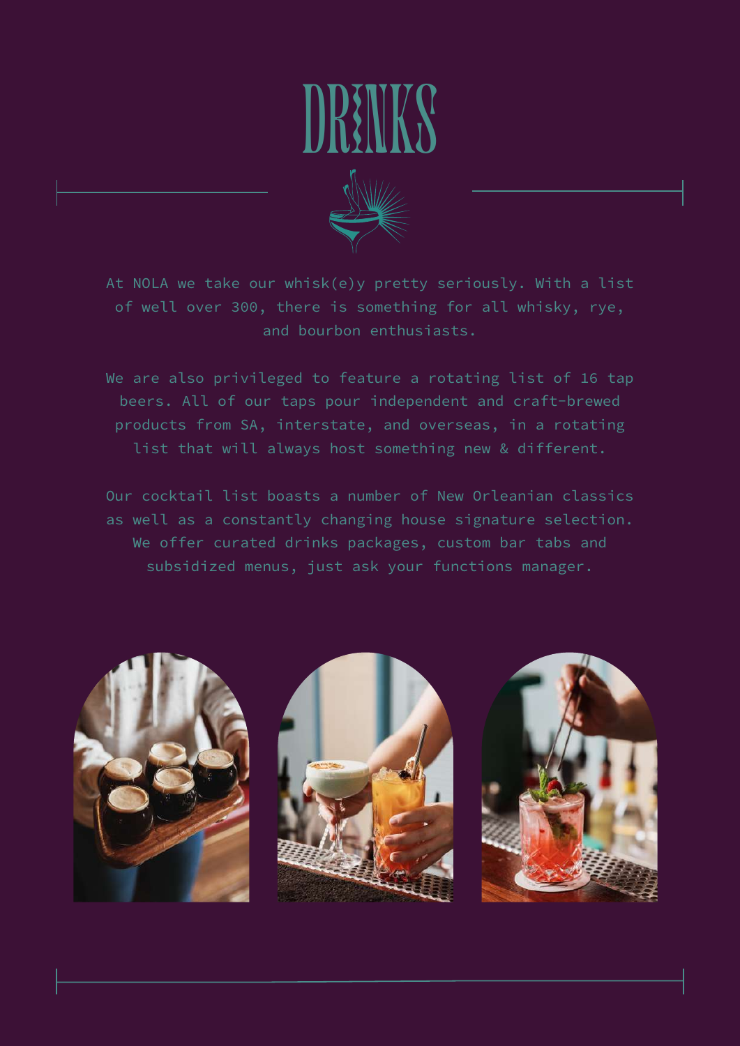# DRINKS

At NOLA we take our whisk(e)y pretty seriously. With a list of well over 300, there is something for all whisky, rye, and bourbon enthusiasts.

We are also privileged to feature a rotating list of 16 tap beers. All of our taps pour independent and craft-brewed products from SA, interstate, and overseas, in a rotating list that will always host something new & different.

Our cocktail list boasts a number of New Orleanian classics as well as a constantly changing house signature selection. We offer curated drinks packages, custom bar tabs and subsidized menus, just ask your functions manager.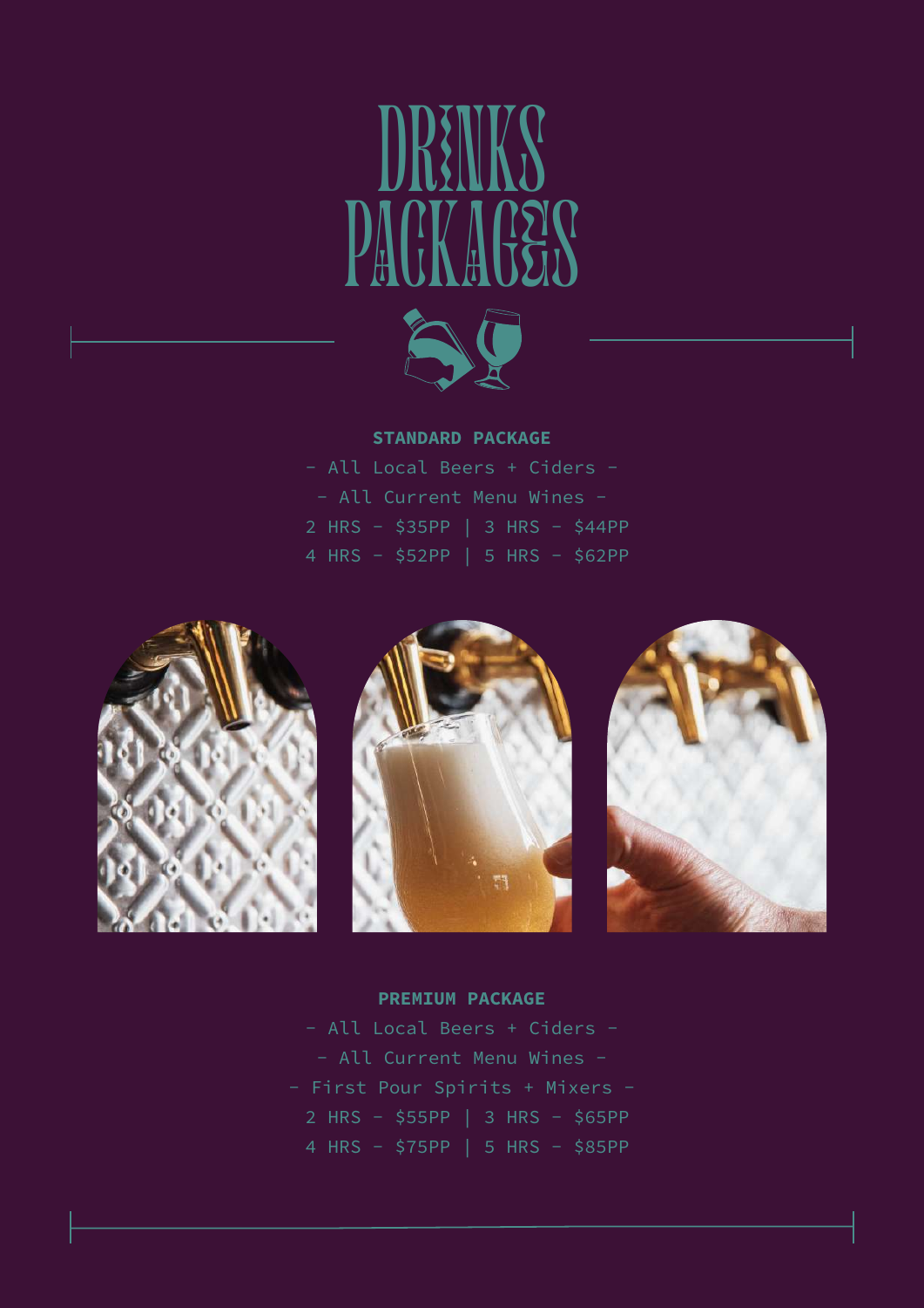# DRINKS PACKAGES

## STANDARD PACKAGE

- All Local Beers + Ciders -

- All Current Menu Wines -

2 HRS - $35PP | 3 HRS - $44PP

4 HRS - $52PP | 5 HRS - $62PP

## PREMIUM PACKAGE

- All Local Beers + Ciders -

- All Current Menu Wines -

- First Pour Spirits + Mixers -

2 HRS - $55PP | 3 HRS - $65PP

4 HRS - $75PP | 5 HRS - $85PP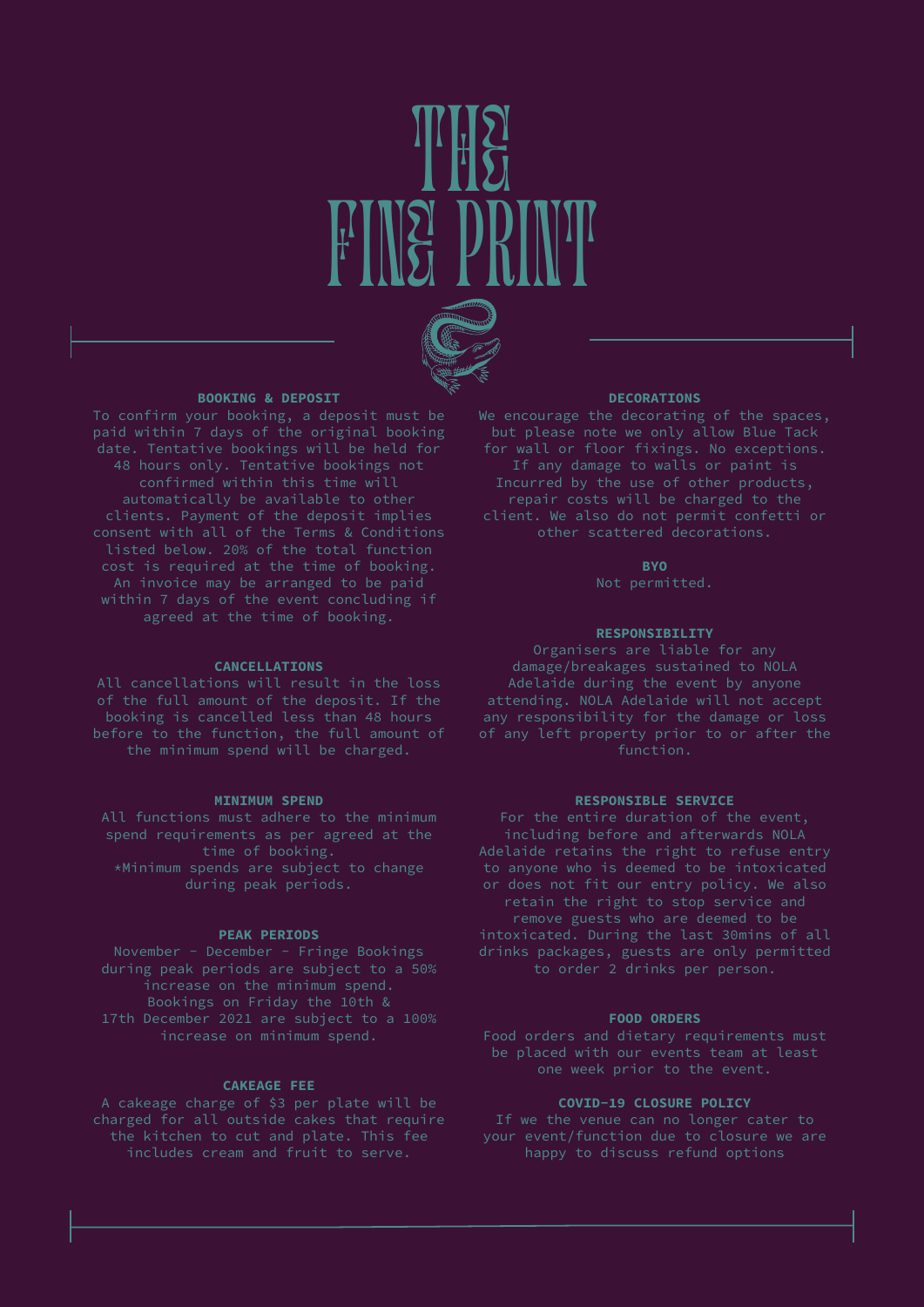# THE FINE PRINT

### BOOKING & DEPOSIT

To confirm your booking, a deposit must be paid within 7 days of the original booking date. Tentative bookings will be held for 48 hours only. Tentative bookings not confirmed within this time will automatically be available to other clients. Payment of the deposit implies consent with all of the Terms & Conditions listed below. 20% of the total function cost is required at the time of booking. An invoice may be arranged to be paid within 7 days of the event concluding if agreed at the time of booking.

### CANCELLATIONS

All cancellations will result in the loss of the full amount of the deposit. If the booking is cancelled less than 48 hours before to the function, the full amount of the minimum spend will be charged.

### MINIMUM SPEND

All functions must adhere to the minimum spend requirements as per agreed at the time of booking.
*Minimum spends are subject to change during peak periods.

### PEAK PERIODS

November - December - Fringe Bookings during peak periods are subject to a 50% increase on the minimum spend.
Bookings on Friday the 10th & 17th December 2021 are subject to a 100% increase on minimum spend.

### CAKEAGE FEE

A cakeage charge of $3 per plate will be charged for all outside cakes that require the kitchen to cut and plate. This fee includes cream and fruit to serve.

### DECORATIONS

We encourage the decorating of the spaces, but please note we only allow Blue Tack for wall or floor fixings. No exceptions. If any damage to walls or paint is Incurred by the use of other products, repair costs will be charged to the client. We also do not permit confetti or other scattered decorations.

### BYO

Not permitted.

### RESPONSIBILITY

Organisers are liable for any damage/breakages sustained to NOLA Adelaide during the event by anyone attending. NOLA Adelaide will not accept any responsibility for the damage or loss of any left property prior to or after the function.

### RESPONSIBLE SERVICE

For the entire duration of the event, including before and afterwards NOLA Adelaide retains the right to refuse entry to anyone who is deemed to be intoxicated or does not fit our entry policy. We also retain the right to stop service and remove guests who are deemed to be intoxicated. During the last 30mins of all drinks packages, guests are only permitted to order 2 drinks per person.

### FOOD ORDERS

Food orders and dietary requirements must be placed with our events team at least one week prior to the event.

### COVID-19 CLOSURE POLICY

If we the venue can no longer cater to your event/function due to closure we are happy to discuss refund options